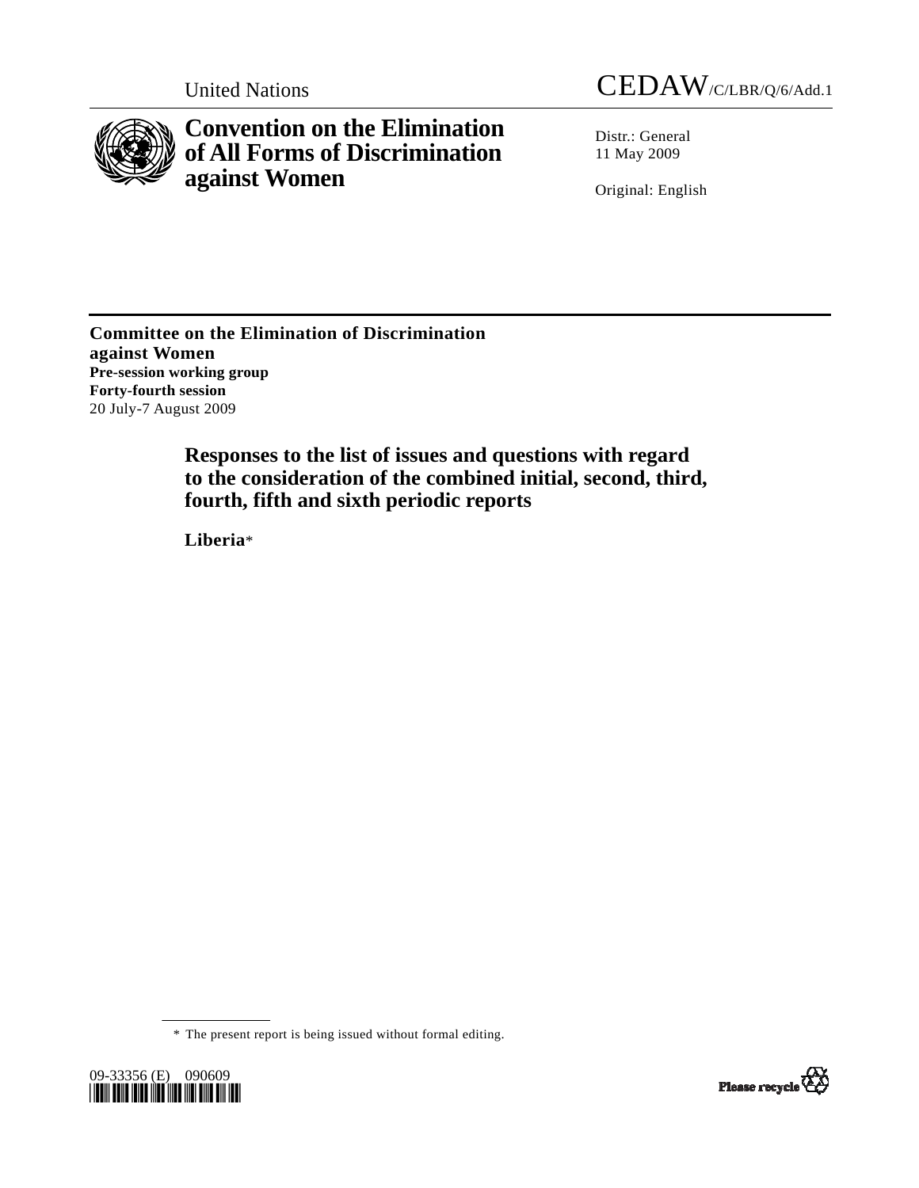United Nations CEDAW/C/LBR/Q/6/Add.1

# Convention on the Elimination of All Forms of Discrimination against Women

Distr.: General
11 May 2009

Original: English

**Committee on the Elimination of Discrimination against Women**
**Pre-session working group**
**Forty-fourth session**
20 July-7 August 2009

## Responses to the list of issues and questions with regard to the consideration of the combined initial, second, third, fourth, fifth and sixth periodic reports

**Liberia***

\* The present report is being issued without formal editing.

09-33356 (E) 090609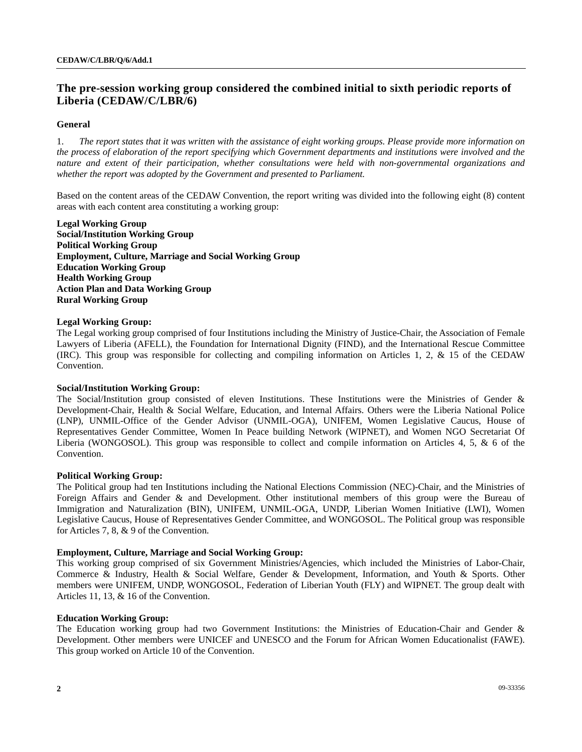## The pre-session working group considered the combined initial to sixth periodic reports of Liberia (CEDAW/C/LBR/6)

### General

1. *The report states that it was written with the assistance of eight working groups. Please provide more information on the process of elaboration of the report specifying which Government departments and institutions were involved and the nature and extent of their participation, whether consultations were held with non-governmental organizations and whether the report was adopted by the Government and presented to Parliament.*

Based on the content areas of the CEDAW Convention, the report writing was divided into the following eight (8) content areas with each content area constituting a working group:

**Legal Working Group**
**Social/Institution Working Group**
**Political Working Group**
**Employment, Culture, Marriage and Social Working Group**
**Education Working Group**
**Health Working Group**
**Action Plan and Data Working Group**
**Rural Working Group**

**Legal Working Group:**
The Legal working group comprised of four Institutions including the Ministry of Justice-Chair, the Association of Female Lawyers of Liberia (AFELL), the Foundation for International Dignity (FIND), and the International Rescue Committee (IRC). This group was responsible for collecting and compiling information on Articles 1, 2, & 15 of the CEDAW Convention.

**Social/Institution Working Group:**
The Social/Institution group consisted of eleven Institutions. These Institutions were the Ministries of Gender & Development-Chair, Health & Social Welfare, Education, and Internal Affairs. Others were the Liberia National Police (LNP), UNMIL-Office of the Gender Advisor (UNMIL-OGA), UNIFEM, Women Legislative Caucus, House of Representatives Gender Committee, Women In Peace building Network (WIPNET), and Women NGO Secretariat Of Liberia (WONGOSOL). This group was responsible to collect and compile information on Articles 4, 5, & 6 of the Convention.

**Political Working Group:**
The Political group had ten Institutions including the National Elections Commission (NEC)-Chair, and the Ministries of Foreign Affairs and Gender & and Development. Other institutional members of this group were the Bureau of Immigration and Naturalization (BIN), UNIFEM, UNMIL-OGA, UNDP, Liberian Women Initiative (LWI), Women Legislative Caucus, House of Representatives Gender Committee, and WONGOSOL. The Political group was responsible for Articles 7, 8, & 9 of the Convention.

**Employment, Culture, Marriage and Social Working Group:**
This working group comprised of six Government Ministries/Agencies, which included the Ministries of Labor-Chair, Commerce & Industry, Health & Social Welfare, Gender & Development, Information, and Youth & Sports. Other members were UNIFEM, UNDP, WONGOSOL, Federation of Liberian Youth (FLY) and WIPNET. The group dealt with Articles 11, 13, & 16 of the Convention.

**Education Working Group:**
The Education working group had two Government Institutions: the Ministries of Education-Chair and Gender & Development. Other members were UNICEF and UNESCO and the Forum for African Women Educationalist (FAWE). This group worked on Article 10 of the Convention.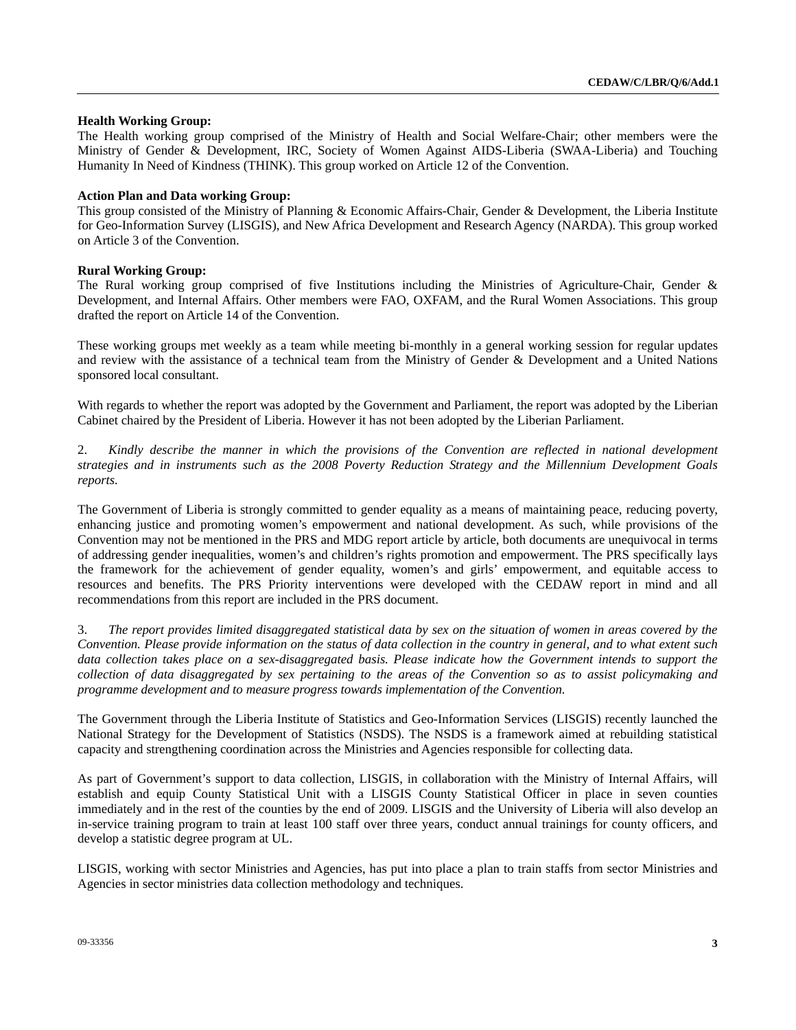**Health Working Group:**
The Health working group comprised of the Ministry of Health and Social Welfare-Chair; other members were the Ministry of Gender & Development, IRC, Society of Women Against AIDS-Liberia (SWAA-Liberia) and Touching Humanity In Need of Kindness (THINK). This group worked on Article 12 of the Convention.

**Action Plan and Data working Group:**
This group consisted of the Ministry of Planning & Economic Affairs-Chair, Gender & Development, the Liberia Institute for Geo-Information Survey (LISGIS), and New Africa Development and Research Agency (NARDA). This group worked on Article 3 of the Convention.

**Rural Working Group:**
The Rural working group comprised of five Institutions including the Ministries of Agriculture-Chair, Gender & Development, and Internal Affairs. Other members were FAO, OXFAM, and the Rural Women Associations. This group drafted the report on Article 14 of the Convention.

These working groups met weekly as a team while meeting bi-monthly in a general working session for regular updates and review with the assistance of a technical team from the Ministry of Gender & Development and a United Nations sponsored local consultant.

With regards to whether the report was adopted by the Government and Parliament, the report was adopted by the Liberian Cabinet chaired by the President of Liberia. However it has not been adopted by the Liberian Parliament.

2. *Kindly describe the manner in which the provisions of the Convention are reflected in national development strategies and in instruments such as the 2008 Poverty Reduction Strategy and the Millennium Development Goals reports.*

The Government of Liberia is strongly committed to gender equality as a means of maintaining peace, reducing poverty, enhancing justice and promoting women's empowerment and national development. As such, while provisions of the Convention may not be mentioned in the PRS and MDG report article by article, both documents are unequivocal in terms of addressing gender inequalities, women's and children's rights promotion and empowerment. The PRS specifically lays the framework for the achievement of gender equality, women's and girls' empowerment, and equitable access to resources and benefits. The PRS Priority interventions were developed with the CEDAW report in mind and all recommendations from this report are included in the PRS document.

3. *The report provides limited disaggregated statistical data by sex on the situation of women in areas covered by the Convention. Please provide information on the status of data collection in the country in general, and to what extent such data collection takes place on a sex-disaggregated basis. Please indicate how the Government intends to support the collection of data disaggregated by sex pertaining to the areas of the Convention so as to assist policymaking and programme development and to measure progress towards implementation of the Convention.*

The Government through the Liberia Institute of Statistics and Geo-Information Services (LISGIS) recently launched the National Strategy for the Development of Statistics (NSDS). The NSDS is a framework aimed at rebuilding statistical capacity and strengthening coordination across the Ministries and Agencies responsible for collecting data.

As part of Government's support to data collection, LISGIS, in collaboration with the Ministry of Internal Affairs, will establish and equip County Statistical Unit with a LISGIS County Statistical Officer in place in seven counties immediately and in the rest of the counties by the end of 2009. LISGIS and the University of Liberia will also develop an in-service training program to train at least 100 staff over three years, conduct annual trainings for county officers, and develop a statistic degree program at UL.

LISGIS, working with sector Ministries and Agencies, has put into place a plan to train staffs from sector Ministries and Agencies in sector ministries data collection methodology and techniques.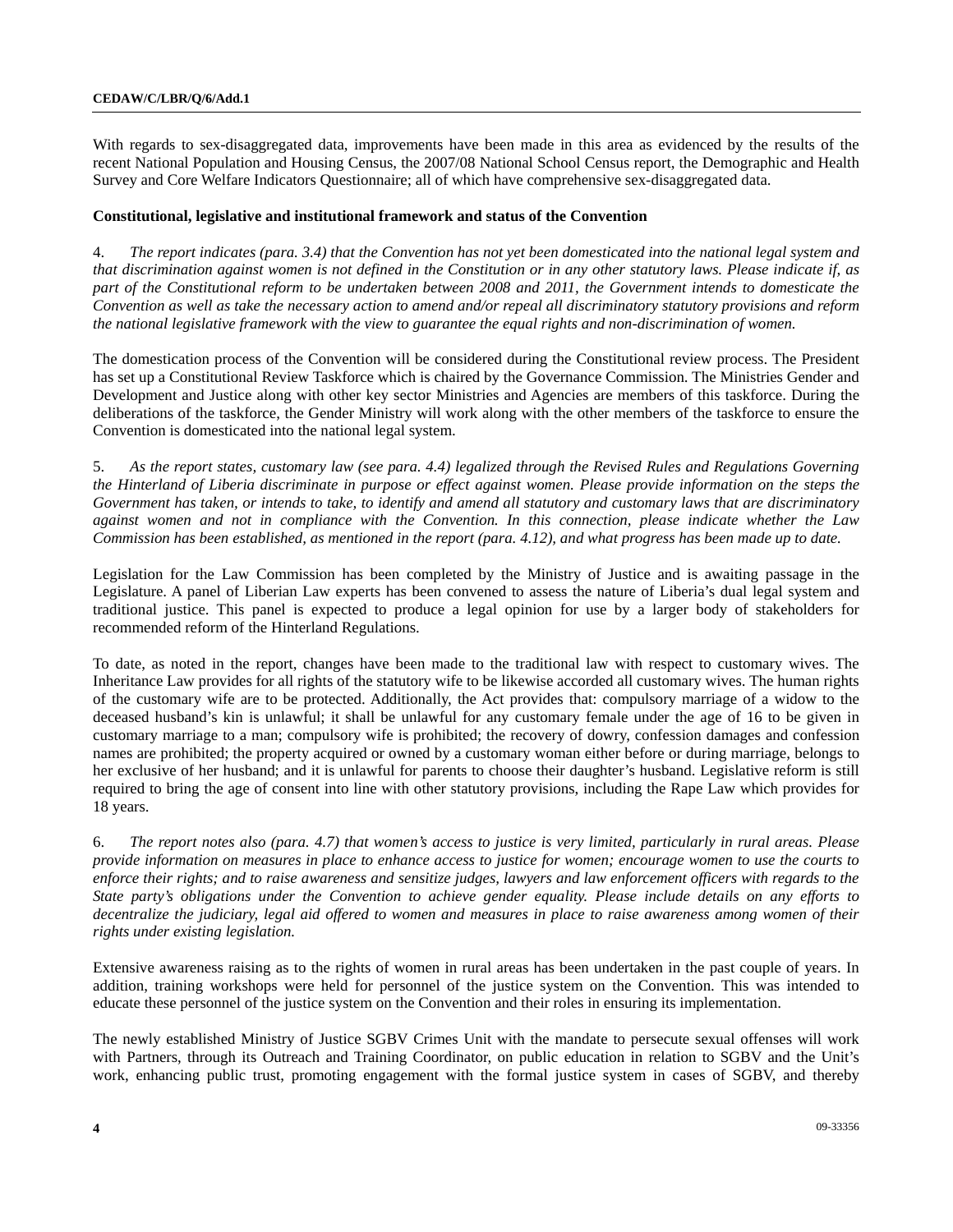With regards to sex-disaggregated data, improvements have been made in this area as evidenced by the results of the recent National Population and Housing Census, the 2007/08 National School Census report, the Demographic and Health Survey and Core Welfare Indicators Questionnaire; all of which have comprehensive sex-disaggregated data.

**Constitutional, legislative and institutional framework and status of the Convention**

4. *The report indicates (para. 3.4) that the Convention has not yet been domesticated into the national legal system and that discrimination against women is not defined in the Constitution or in any other statutory laws. Please indicate if, as part of the Constitutional reform to be undertaken between 2008 and 2011, the Government intends to domesticate the Convention as well as take the necessary action to amend and/or repeal all discriminatory statutory provisions and reform the national legislative framework with the view to guarantee the equal rights and non-discrimination of women.*

The domestication process of the Convention will be considered during the Constitutional review process. The President has set up a Constitutional Review Taskforce which is chaired by the Governance Commission. The Ministries Gender and Development and Justice along with other key sector Ministries and Agencies are members of this taskforce. During the deliberations of the taskforce, the Gender Ministry will work along with the other members of the taskforce to ensure the Convention is domesticated into the national legal system.

5. *As the report states, customary law (see para. 4.4) legalized through the Revised Rules and Regulations Governing the Hinterland of Liberia discriminate in purpose or effect against women. Please provide information on the steps the Government has taken, or intends to take, to identify and amend all statutory and customary laws that are discriminatory against women and not in compliance with the Convention. In this connection, please indicate whether the Law Commission has been established, as mentioned in the report (para. 4.12), and what progress has been made up to date.*

Legislation for the Law Commission has been completed by the Ministry of Justice and is awaiting passage in the Legislature. A panel of Liberian Law experts has been convened to assess the nature of Liberia's dual legal system and traditional justice. This panel is expected to produce a legal opinion for use by a larger body of stakeholders for recommended reform of the Hinterland Regulations.

To date, as noted in the report, changes have been made to the traditional law with respect to customary wives. The Inheritance Law provides for all rights of the statutory wife to be likewise accorded all customary wives. The human rights of the customary wife are to be protected. Additionally, the Act provides that: compulsory marriage of a widow to the deceased husband's kin is unlawful; it shall be unlawful for any customary female under the age of 16 to be given in customary marriage to a man; compulsory wife is prohibited; the recovery of dowry, confession damages and confession names are prohibited; the property acquired or owned by a customary woman either before or during marriage, belongs to her exclusive of her husband; and it is unlawful for parents to choose their daughter's husband. Legislative reform is still required to bring the age of consent into line with other statutory provisions, including the Rape Law which provides for 18 years.

6. *The report notes also (para. 4.7) that women's access to justice is very limited, particularly in rural areas. Please provide information on measures in place to enhance access to justice for women; encourage women to use the courts to enforce their rights; and to raise awareness and sensitize judges, lawyers and law enforcement officers with regards to the State party's obligations under the Convention to achieve gender equality. Please include details on any efforts to decentralize the judiciary, legal aid offered to women and measures in place to raise awareness among women of their rights under existing legislation.*

Extensive awareness raising as to the rights of women in rural areas has been undertaken in the past couple of years. In addition, training workshops were held for personnel of the justice system on the Convention. This was intended to educate these personnel of the justice system on the Convention and their roles in ensuring its implementation.

The newly established Ministry of Justice SGBV Crimes Unit with the mandate to persecute sexual offenses will work with Partners, through its Outreach and Training Coordinator, on public education in relation to SGBV and the Unit's work, enhancing public trust, promoting engagement with the formal justice system in cases of SGBV, and thereby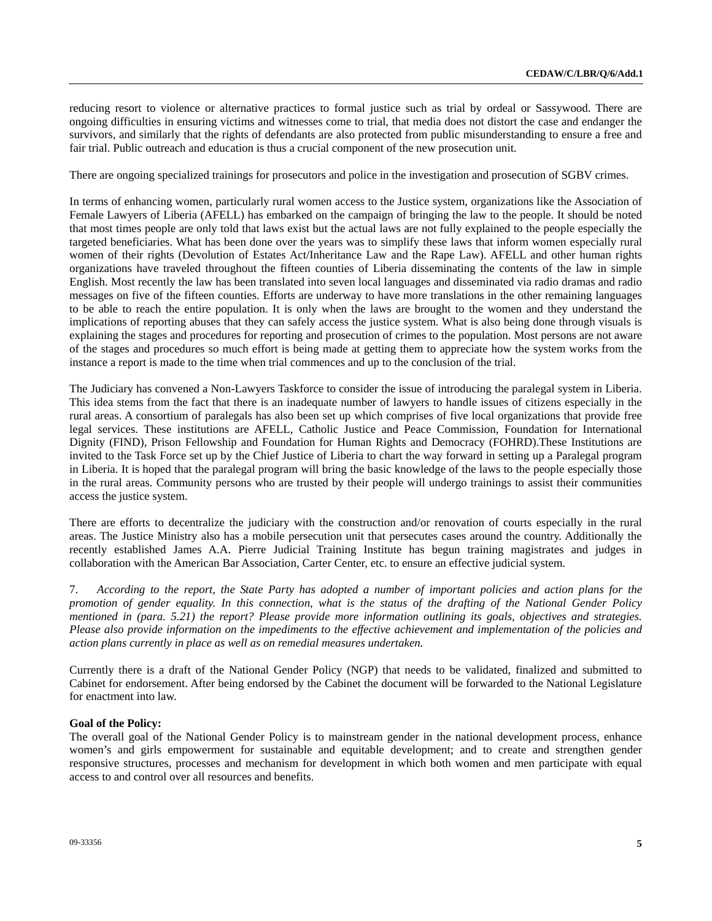reducing resort to violence or alternative practices to formal justice such as trial by ordeal or Sassywood. There are ongoing difficulties in ensuring victims and witnesses come to trial, that media does not distort the case and endanger the survivors, and similarly that the rights of defendants are also protected from public misunderstanding to ensure a free and fair trial. Public outreach and education is thus a crucial component of the new prosecution unit.

There are ongoing specialized trainings for prosecutors and police in the investigation and prosecution of SGBV crimes.

In terms of enhancing women, particularly rural women access to the Justice system, organizations like the Association of Female Lawyers of Liberia (AFELL) has embarked on the campaign of bringing the law to the people. It should be noted that most times people are only told that laws exist but the actual laws are not fully explained to the people especially the targeted beneficiaries. What has been done over the years was to simplify these laws that inform women especially rural women of their rights (Devolution of Estates Act/Inheritance Law and the Rape Law). AFELL and other human rights organizations have traveled throughout the fifteen counties of Liberia disseminating the contents of the law in simple English. Most recently the law has been translated into seven local languages and disseminated via radio dramas and radio messages on five of the fifteen counties. Efforts are underway to have more translations in the other remaining languages to be able to reach the entire population. It is only when the laws are brought to the women and they understand the implications of reporting abuses that they can safely access the justice system. What is also being done through visuals is explaining the stages and procedures for reporting and prosecution of crimes to the population. Most persons are not aware of the stages and procedures so much effort is being made at getting them to appreciate how the system works from the instance a report is made to the time when trial commences and up to the conclusion of the trial.

The Judiciary has convened a Non-Lawyers Taskforce to consider the issue of introducing the paralegal system in Liberia. This idea stems from the fact that there is an inadequate number of lawyers to handle issues of citizens especially in the rural areas. A consortium of paralegals has also been set up which comprises of five local organizations that provide free legal services. These institutions are AFELL, Catholic Justice and Peace Commission, Foundation for International Dignity (FIND), Prison Fellowship and Foundation for Human Rights and Democracy (FOHRD).These Institutions are invited to the Task Force set up by the Chief Justice of Liberia to chart the way forward in setting up a Paralegal program in Liberia. It is hoped that the paralegal program will bring the basic knowledge of the laws to the people especially those in the rural areas. Community persons who are trusted by their people will undergo trainings to assist their communities access the justice system.

There are efforts to decentralize the judiciary with the construction and/or renovation of courts especially in the rural areas. The Justice Ministry also has a mobile persecution unit that persecutes cases around the country. Additionally the recently established James A.A. Pierre Judicial Training Institute has begun training magistrates and judges in collaboration with the American Bar Association, Carter Center, etc. to ensure an effective judicial system.

7. *According to the report, the State Party has adopted a number of important policies and action plans for the promotion of gender equality. In this connection, what is the status of the drafting of the National Gender Policy mentioned in (para. 5.21) the report? Please provide more information outlining its goals, objectives and strategies. Please also provide information on the impediments to the effective achievement and implementation of the policies and action plans currently in place as well as on remedial measures undertaken.*

Currently there is a draft of the National Gender Policy (NGP) that needs to be validated, finalized and submitted to Cabinet for endorsement. After being endorsed by the Cabinet the document will be forwarded to the National Legislature for enactment into law.

**Goal of the Policy:**
The overall goal of the National Gender Policy is to mainstream gender in the national development process, enhance women's and girls empowerment for sustainable and equitable development; and to create and strengthen gender responsive structures, processes and mechanism for development in which both women and men participate with equal access to and control over all resources and benefits.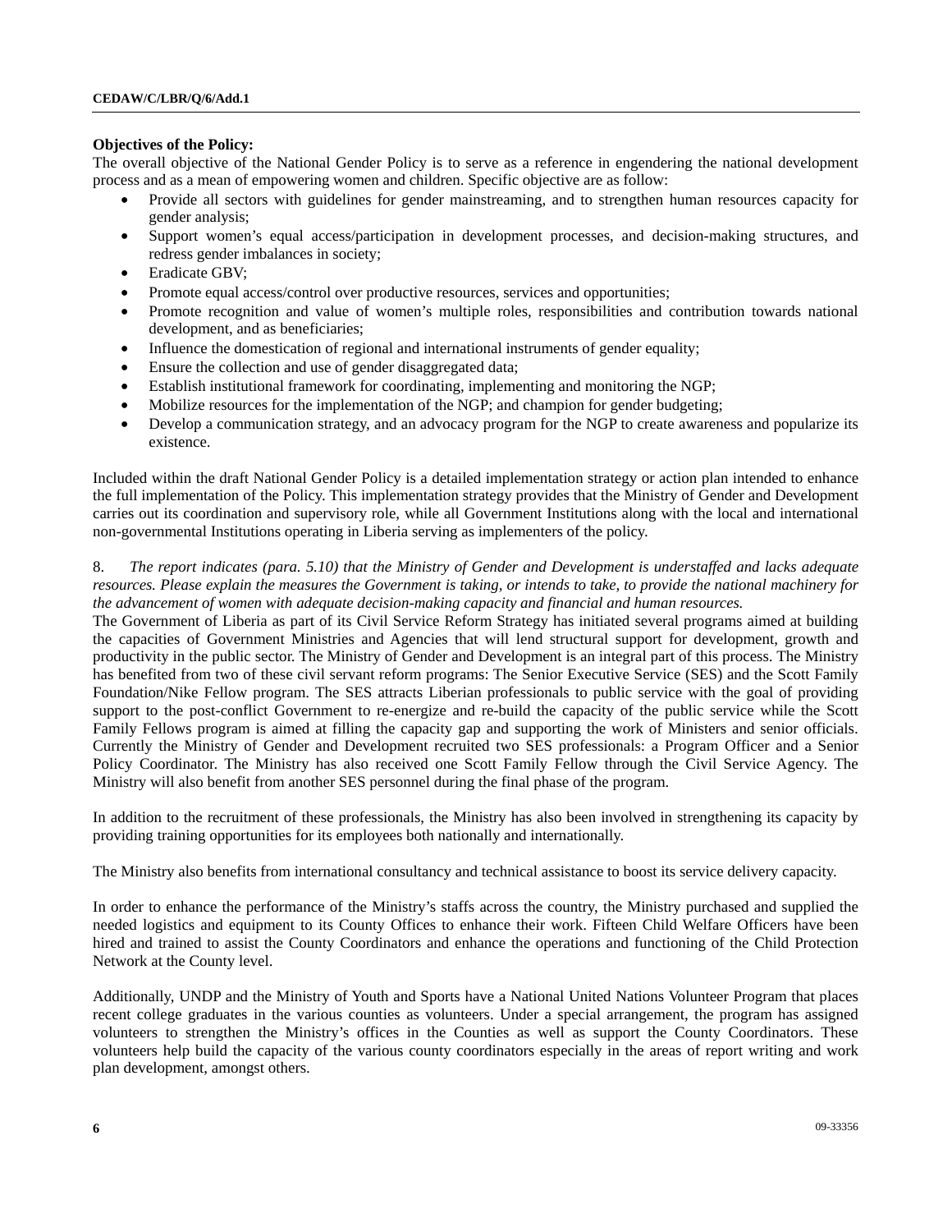**Objectives of the Policy:**

The overall objective of the National Gender Policy is to serve as a reference in engendering the national development process and as a mean of empowering women and children. Specific objective are as follow:

- Provide all sectors with guidelines for gender mainstreaming, and to strengthen human resources capacity for gender analysis;
- Support women's equal access/participation in development processes, and decision-making structures, and redress gender imbalances in society;
- Eradicate GBV;
- Promote equal access/control over productive resources, services and opportunities;
- Promote recognition and value of women's multiple roles, responsibilities and contribution towards national development, and as beneficiaries;
- Influence the domestication of regional and international instruments of gender equality;
- Ensure the collection and use of gender disaggregated data;
- Establish institutional framework for coordinating, implementing and monitoring the NGP;
- Mobilize resources for the implementation of the NGP; and champion for gender budgeting;
- Develop a communication strategy, and an advocacy program for the NGP to create awareness and popularize its existence.

Included within the draft National Gender Policy is a detailed implementation strategy or action plan intended to enhance the full implementation of the Policy. This implementation strategy provides that the Ministry of Gender and Development carries out its coordination and supervisory role, while all Government Institutions along with the local and international non-governmental Institutions operating in Liberia serving as implementers of the policy.

8. *The report indicates (para. 5.10) that the Ministry of Gender and Development is understaffed and lacks adequate resources. Please explain the measures the Government is taking, or intends to take, to provide the national machinery for the advancement of women with adequate decision-making capacity and financial and human resources.*

The Government of Liberia as part of its Civil Service Reform Strategy has initiated several programs aimed at building the capacities of Government Ministries and Agencies that will lend structural support for development, growth and productivity in the public sector. The Ministry of Gender and Development is an integral part of this process. The Ministry has benefited from two of these civil servant reform programs: The Senior Executive Service (SES) and the Scott Family Foundation/Nike Fellow program. The SES attracts Liberian professionals to public service with the goal of providing support to the post-conflict Government to re-energize and re-build the capacity of the public service while the Scott Family Fellows program is aimed at filling the capacity gap and supporting the work of Ministers and senior officials. Currently the Ministry of Gender and Development recruited two SES professionals: a Program Officer and a Senior Policy Coordinator. The Ministry has also received one Scott Family Fellow through the Civil Service Agency. The Ministry will also benefit from another SES personnel during the final phase of the program.

In addition to the recruitment of these professionals, the Ministry has also been involved in strengthening its capacity by providing training opportunities for its employees both nationally and internationally.

The Ministry also benefits from international consultancy and technical assistance to boost its service delivery capacity.

In order to enhance the performance of the Ministry's staffs across the country, the Ministry purchased and supplied the needed logistics and equipment to its County Offices to enhance their work. Fifteen Child Welfare Officers have been hired and trained to assist the County Coordinators and enhance the operations and functioning of the Child Protection Network at the County level.

Additionally, UNDP and the Ministry of Youth and Sports have a National United Nations Volunteer Program that places recent college graduates in the various counties as volunteers. Under a special arrangement, the program has assigned volunteers to strengthen the Ministry's offices in the Counties as well as support the County Coordinators. These volunteers help build the capacity of the various county coordinators especially in the areas of report writing and work plan development, amongst others.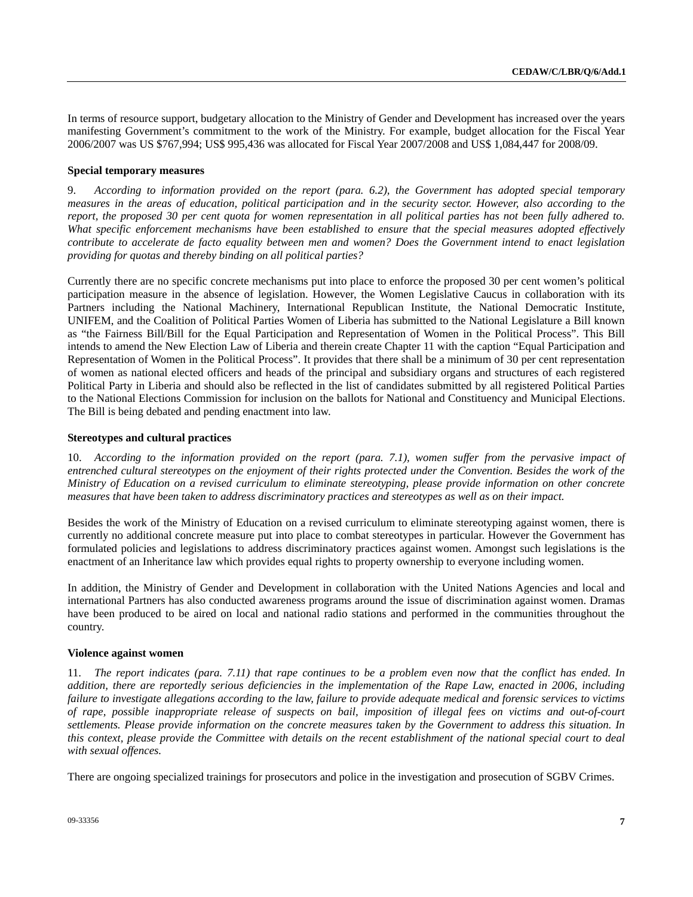In terms of resource support, budgetary allocation to the Ministry of Gender and Development has increased over the years manifesting Government's commitment to the work of the Ministry. For example, budget allocation for the Fiscal Year 2006/2007 was US $767,994; US$ 995,436 was allocated for Fiscal Year 2007/2008 and US$ 1,084,447 for 2008/09.

### Special temporary measures

9. *According to information provided on the report (para. 6.2), the Government has adopted special temporary measures in the areas of education, political participation and in the security sector. However, also according to the report, the proposed 30 per cent quota for women representation in all political parties has not been fully adhered to. What specific enforcement mechanisms have been established to ensure that the special measures adopted effectively contribute to accelerate de facto equality between men and women? Does the Government intend to enact legislation providing for quotas and thereby binding on all political parties?*

Currently there are no specific concrete mechanisms put into place to enforce the proposed 30 per cent women's political participation measure in the absence of legislation. However, the Women Legislative Caucus in collaboration with its Partners including the National Machinery, International Republican Institute, the National Democratic Institute, UNIFEM, and the Coalition of Political Parties Women of Liberia has submitted to the National Legislature a Bill known as "the Fairness Bill/Bill for the Equal Participation and Representation of Women in the Political Process". This Bill intends to amend the New Election Law of Liberia and therein create Chapter 11 with the caption "Equal Participation and Representation of Women in the Political Process". It provides that there shall be a minimum of 30 per cent representation of women as national elected officers and heads of the principal and subsidiary organs and structures of each registered Political Party in Liberia and should also be reflected in the list of candidates submitted by all registered Political Parties to the National Elections Commission for inclusion on the ballots for National and Constituency and Municipal Elections. The Bill is being debated and pending enactment into law.

### Stereotypes and cultural practices

10. *According to the information provided on the report (para. 7.1), women suffer from the pervasive impact of entrenched cultural stereotypes on the enjoyment of their rights protected under the Convention. Besides the work of the Ministry of Education on a revised curriculum to eliminate stereotyping, please provide information on other concrete measures that have been taken to address discriminatory practices and stereotypes as well as on their impact.*

Besides the work of the Ministry of Education on a revised curriculum to eliminate stereotyping against women, there is currently no additional concrete measure put into place to combat stereotypes in particular. However the Government has formulated policies and legislations to address discriminatory practices against women. Amongst such legislations is the enactment of an Inheritance law which provides equal rights to property ownership to everyone including women.

In addition, the Ministry of Gender and Development in collaboration with the United Nations Agencies and local and international Partners has also conducted awareness programs around the issue of discrimination against women. Dramas have been produced to be aired on local and national radio stations and performed in the communities throughout the country.

### Violence against women

11. *The report indicates (para. 7.11) that rape continues to be a problem even now that the conflict has ended. In addition, there are reportedly serious deficiencies in the implementation of the Rape Law, enacted in 2006, including failure to investigate allegations according to the law, failure to provide adequate medical and forensic services to victims of rape, possible inappropriate release of suspects on bail, imposition of illegal fees on victims and out-of-court settlements. Please provide information on the concrete measures taken by the Government to address this situation. In this context, please provide the Committee with details on the recent establishment of the national special court to deal with sexual offences.*

There are ongoing specialized trainings for prosecutors and police in the investigation and prosecution of SGBV Crimes.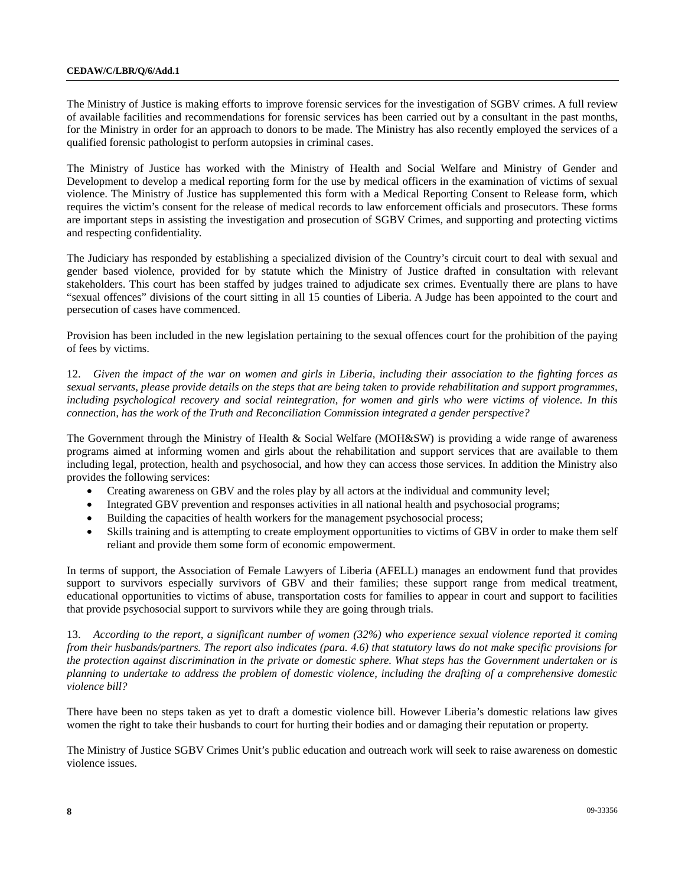The Ministry of Justice is making efforts to improve forensic services for the investigation of SGBV crimes. A full review of available facilities and recommendations for forensic services has been carried out by a consultant in the past months, for the Ministry in order for an approach to donors to be made. The Ministry has also recently employed the services of a qualified forensic pathologist to perform autopsies in criminal cases.

The Ministry of Justice has worked with the Ministry of Health and Social Welfare and Ministry of Gender and Development to develop a medical reporting form for the use by medical officers in the examination of victims of sexual violence. The Ministry of Justice has supplemented this form with a Medical Reporting Consent to Release form, which requires the victim's consent for the release of medical records to law enforcement officials and prosecutors. These forms are important steps in assisting the investigation and prosecution of SGBV Crimes, and supporting and protecting victims and respecting confidentiality.

The Judiciary has responded by establishing a specialized division of the Country's circuit court to deal with sexual and gender based violence, provided for by statute which the Ministry of Justice drafted in consultation with relevant stakeholders. This court has been staffed by judges trained to adjudicate sex crimes. Eventually there are plans to have "sexual offences" divisions of the court sitting in all 15 counties of Liberia. A Judge has been appointed to the court and persecution of cases have commenced.

Provision has been included in the new legislation pertaining to the sexual offences court for the prohibition of the paying of fees by victims.

12. *Given the impact of the war on women and girls in Liberia, including their association to the fighting forces as sexual servants, please provide details on the steps that are being taken to provide rehabilitation and support programmes, including psychological recovery and social reintegration, for women and girls who were victims of violence. In this connection, has the work of the Truth and Reconciliation Commission integrated a gender perspective?*

The Government through the Ministry of Health & Social Welfare (MOH&SW) is providing a wide range of awareness programs aimed at informing women and girls about the rehabilitation and support services that are available to them including legal, protection, health and psychosocial, and how they can access those services. In addition the Ministry also provides the following services:

- Creating awareness on GBV and the roles play by all actors at the individual and community level;
- Integrated GBV prevention and responses activities in all national health and psychosocial programs;
- Building the capacities of health workers for the management psychosocial process;
- Skills training and is attempting to create employment opportunities to victims of GBV in order to make them self reliant and provide them some form of economic empowerment.

In terms of support, the Association of Female Lawyers of Liberia (AFELL) manages an endowment fund that provides support to survivors especially survivors of GBV and their families; these support range from medical treatment, educational opportunities to victims of abuse, transportation costs for families to appear in court and support to facilities that provide psychosocial support to survivors while they are going through trials.

13. *According to the report, a significant number of women (32%) who experience sexual violence reported it coming from their husbands/partners. The report also indicates (para. 4.6) that statutory laws do not make specific provisions for the protection against discrimination in the private or domestic sphere. What steps has the Government undertaken or is planning to undertake to address the problem of domestic violence, including the drafting of a comprehensive domestic violence bill?*

There have been no steps taken as yet to draft a domestic violence bill. However Liberia's domestic relations law gives women the right to take their husbands to court for hurting their bodies and or damaging their reputation or property.

The Ministry of Justice SGBV Crimes Unit's public education and outreach work will seek to raise awareness on domestic violence issues.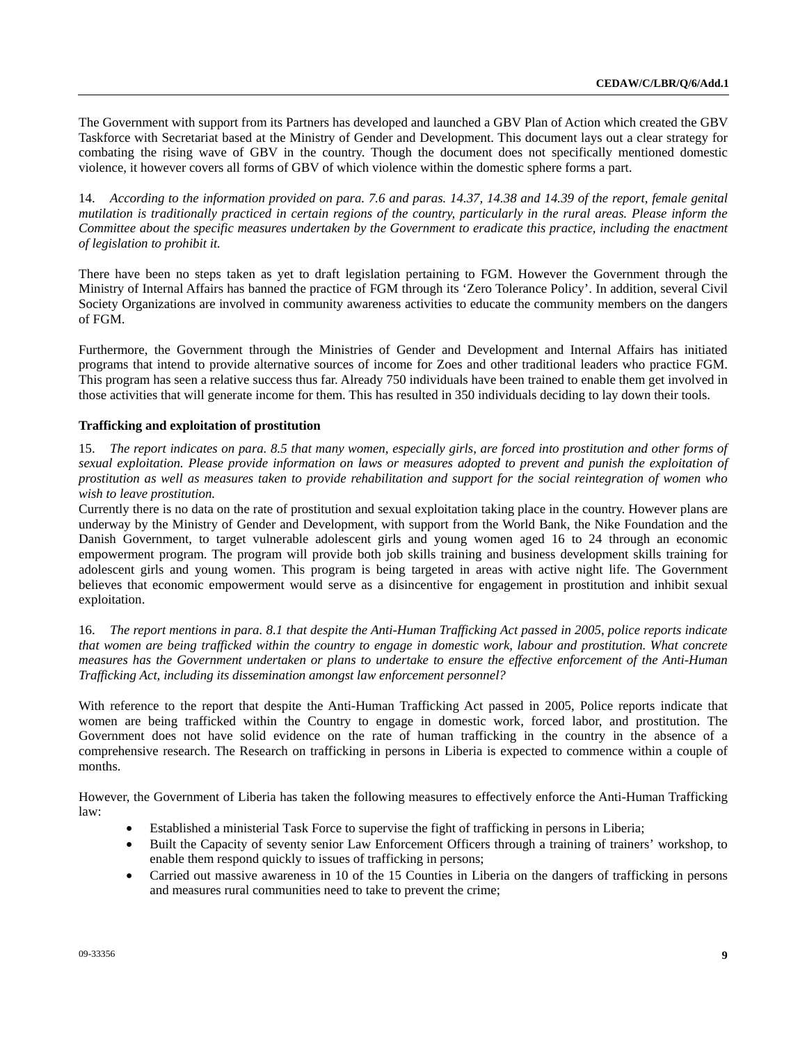The Government with support from its Partners has developed and launched a GBV Plan of Action which created the GBV Taskforce with Secretariat based at the Ministry of Gender and Development. This document lays out a clear strategy for combating the rising wave of GBV in the country. Though the document does not specifically mentioned domestic violence, it however covers all forms of GBV of which violence within the domestic sphere forms a part.

14. *According to the information provided on para. 7.6 and paras. 14.37, 14.38 and 14.39 of the report, female genital mutilation is traditionally practiced in certain regions of the country, particularly in the rural areas. Please inform the Committee about the specific measures undertaken by the Government to eradicate this practice, including the enactment of legislation to prohibit it.*

There have been no steps taken as yet to draft legislation pertaining to FGM. However the Government through the Ministry of Internal Affairs has banned the practice of FGM through its 'Zero Tolerance Policy'. In addition, several Civil Society Organizations are involved in community awareness activities to educate the community members on the dangers of FGM.

Furthermore, the Government through the Ministries of Gender and Development and Internal Affairs has initiated programs that intend to provide alternative sources of income for Zoes and other traditional leaders who practice FGM. This program has seen a relative success thus far. Already 750 individuals have been trained to enable them get involved in those activities that will generate income for them. This has resulted in 350 individuals deciding to lay down their tools.

**Trafficking and exploitation of prostitution**

15. *The report indicates on para. 8.5 that many women, especially girls, are forced into prostitution and other forms of sexual exploitation. Please provide information on laws or measures adopted to prevent and punish the exploitation of prostitution as well as measures taken to provide rehabilitation and support for the social reintegration of women who wish to leave prostitution.*

Currently there is no data on the rate of prostitution and sexual exploitation taking place in the country. However plans are underway by the Ministry of Gender and Development, with support from the World Bank, the Nike Foundation and the Danish Government, to target vulnerable adolescent girls and young women aged 16 to 24 through an economic empowerment program. The program will provide both job skills training and business development skills training for adolescent girls and young women. This program is being targeted in areas with active night life. The Government believes that economic empowerment would serve as a disincentive for engagement in prostitution and inhibit sexual exploitation.

16. *The report mentions in para. 8.1 that despite the Anti-Human Trafficking Act passed in 2005, police reports indicate that women are being trafficked within the country to engage in domestic work, labour and prostitution. What concrete measures has the Government undertaken or plans to undertake to ensure the effective enforcement of the Anti-Human Trafficking Act, including its dissemination amongst law enforcement personnel?*

With reference to the report that despite the Anti-Human Trafficking Act passed in 2005, Police reports indicate that women are being trafficked within the Country to engage in domestic work, forced labor, and prostitution. The Government does not have solid evidence on the rate of human trafficking in the country in the absence of a comprehensive research. The Research on trafficking in persons in Liberia is expected to commence within a couple of months.

However, the Government of Liberia has taken the following measures to effectively enforce the Anti-Human Trafficking law:

- Established a ministerial Task Force to supervise the fight of trafficking in persons in Liberia;
- Built the Capacity of seventy senior Law Enforcement Officers through a training of trainers' workshop, to enable them respond quickly to issues of trafficking in persons;
- Carried out massive awareness in 10 of the 15 Counties in Liberia on the dangers of trafficking in persons and measures rural communities need to take to prevent the crime;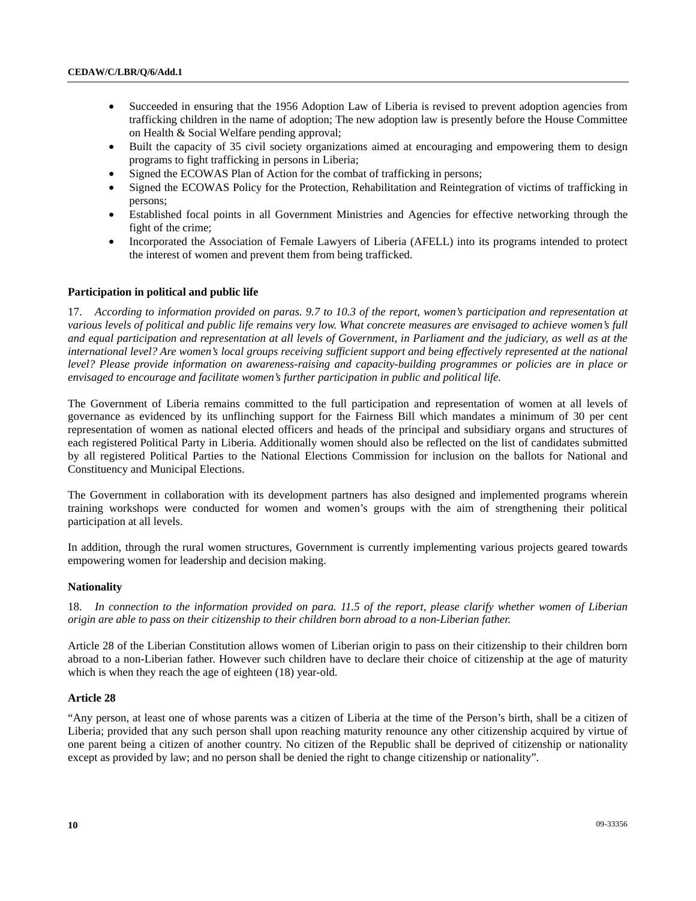- Succeeded in ensuring that the 1956 Adoption Law of Liberia is revised to prevent adoption agencies from trafficking children in the name of adoption; The new adoption law is presently before the House Committee on Health & Social Welfare pending approval;
- Built the capacity of 35 civil society organizations aimed at encouraging and empowering them to design programs to fight trafficking in persons in Liberia;
- Signed the ECOWAS Plan of Action for the combat of trafficking in persons;
- Signed the ECOWAS Policy for the Protection, Rehabilitation and Reintegration of victims of trafficking in persons;
- Established focal points in all Government Ministries and Agencies for effective networking through the fight of the crime;
- Incorporated the Association of Female Lawyers of Liberia (AFELL) into its programs intended to protect the interest of women and prevent them from being trafficked.

**Participation in political and public life**

17. *According to information provided on paras. 9.7 to 10.3 of the report, women's participation and representation at various levels of political and public life remains very low. What concrete measures are envisaged to achieve women's full and equal participation and representation at all levels of Government, in Parliament and the judiciary, as well as at the international level? Are women's local groups receiving sufficient support and being effectively represented at the national level? Please provide information on awareness-raising and capacity-building programmes or policies are in place or envisaged to encourage and facilitate women's further participation in public and political life.*

The Government of Liberia remains committed to the full participation and representation of women at all levels of governance as evidenced by its unflinching support for the Fairness Bill which mandates a minimum of 30 per cent representation of women as national elected officers and heads of the principal and subsidiary organs and structures of each registered Political Party in Liberia. Additionally women should also be reflected on the list of candidates submitted by all registered Political Parties to the National Elections Commission for inclusion on the ballots for National and Constituency and Municipal Elections.

The Government in collaboration with its development partners has also designed and implemented programs wherein training workshops were conducted for women and women's groups with the aim of strengthening their political participation at all levels.

In addition, through the rural women structures, Government is currently implementing various projects geared towards empowering women for leadership and decision making.

**Nationality**

18. *In connection to the information provided on para. 11.5 of the report, please clarify whether women of Liberian origin are able to pass on their citizenship to their children born abroad to a non-Liberian father.*

Article 28 of the Liberian Constitution allows women of Liberian origin to pass on their citizenship to their children born abroad to a non-Liberian father. However such children have to declare their choice of citizenship at the age of maturity which is when they reach the age of eighteen (18) year-old.

**Article 28**

"Any person, at least one of whose parents was a citizen of Liberia at the time of the Person's birth, shall be a citizen of Liberia; provided that any such person shall upon reaching maturity renounce any other citizenship acquired by virtue of one parent being a citizen of another country. No citizen of the Republic shall be deprived of citizenship or nationality except as provided by law; and no person shall be denied the right to change citizenship or nationality".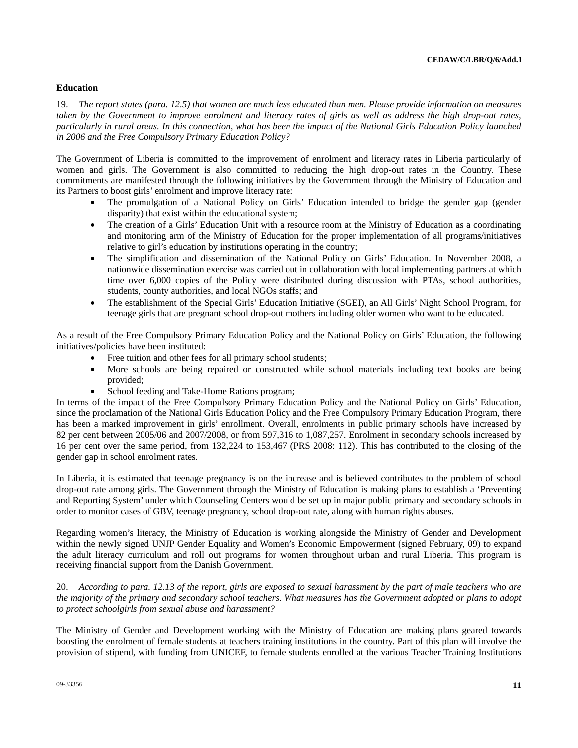### Education

19. *The report states (para. 12.5) that women are much less educated than men. Please provide information on measures taken by the Government to improve enrolment and literacy rates of girls as well as address the high drop-out rates, particularly in rural areas. In this connection, what has been the impact of the National Girls Education Policy launched in 2006 and the Free Compulsory Primary Education Policy?*

The Government of Liberia is committed to the improvement of enrolment and literacy rates in Liberia particularly of women and girls. The Government is also committed to reducing the high drop-out rates in the Country. These commitments are manifested through the following initiatives by the Government through the Ministry of Education and its Partners to boost girls' enrolment and improve literacy rate:

- The promulgation of a National Policy on Girls' Education intended to bridge the gender gap (gender disparity) that exist within the educational system;
- The creation of a Girls' Education Unit with a resource room at the Ministry of Education as a coordinating and monitoring arm of the Ministry of Education for the proper implementation of all programs/initiatives relative to girl's education by institutions operating in the country;
- The simplification and dissemination of the National Policy on Girls' Education. In November 2008, a nationwide dissemination exercise was carried out in collaboration with local implementing partners at which time over 6,000 copies of the Policy were distributed during discussion with PTAs, school authorities, students, county authorities, and local NGOs staffs; and
- The establishment of the Special Girls' Education Initiative (SGEI), an All Girls' Night School Program, for teenage girls that are pregnant school drop-out mothers including older women who want to be educated.

As a result of the Free Compulsory Primary Education Policy and the National Policy on Girls' Education, the following initiatives/policies have been instituted:

- Free tuition and other fees for all primary school students;
- More schools are being repaired or constructed while school materials including text books are being provided;
- School feeding and Take-Home Rations program;

In terms of the impact of the Free Compulsory Primary Education Policy and the National Policy on Girls' Education, since the proclamation of the National Girls Education Policy and the Free Compulsory Primary Education Program, there has been a marked improvement in girls' enrollment. Overall, enrolments in public primary schools have increased by 82 per cent between 2005/06 and 2007/2008, or from 597,316 to 1,087,257. Enrolment in secondary schools increased by 16 per cent over the same period, from 132,224 to 153,467 (PRS 2008: 112). This has contributed to the closing of the gender gap in school enrolment rates.

In Liberia, it is estimated that teenage pregnancy is on the increase and is believed contributes to the problem of school drop-out rate among girls. The Government through the Ministry of Education is making plans to establish a 'Preventing and Reporting System' under which Counseling Centers would be set up in major public primary and secondary schools in order to monitor cases of GBV, teenage pregnancy, school drop-out rate, along with human rights abuses.

Regarding women's literacy, the Ministry of Education is working alongside the Ministry of Gender and Development within the newly signed UNJP Gender Equality and Women's Economic Empowerment (signed February, 09) to expand the adult literacy curriculum and roll out programs for women throughout urban and rural Liberia. This program is receiving financial support from the Danish Government.

20. *According to para. 12.13 of the report, girls are exposed to sexual harassment by the part of male teachers who are the majority of the primary and secondary school teachers. What measures has the Government adopted or plans to adopt to protect schoolgirls from sexual abuse and harassment?*

The Ministry of Gender and Development working with the Ministry of Education are making plans geared towards boosting the enrolment of female students at teachers training institutions in the country. Part of this plan will involve the provision of stipend, with funding from UNICEF, to female students enrolled at the various Teacher Training Institutions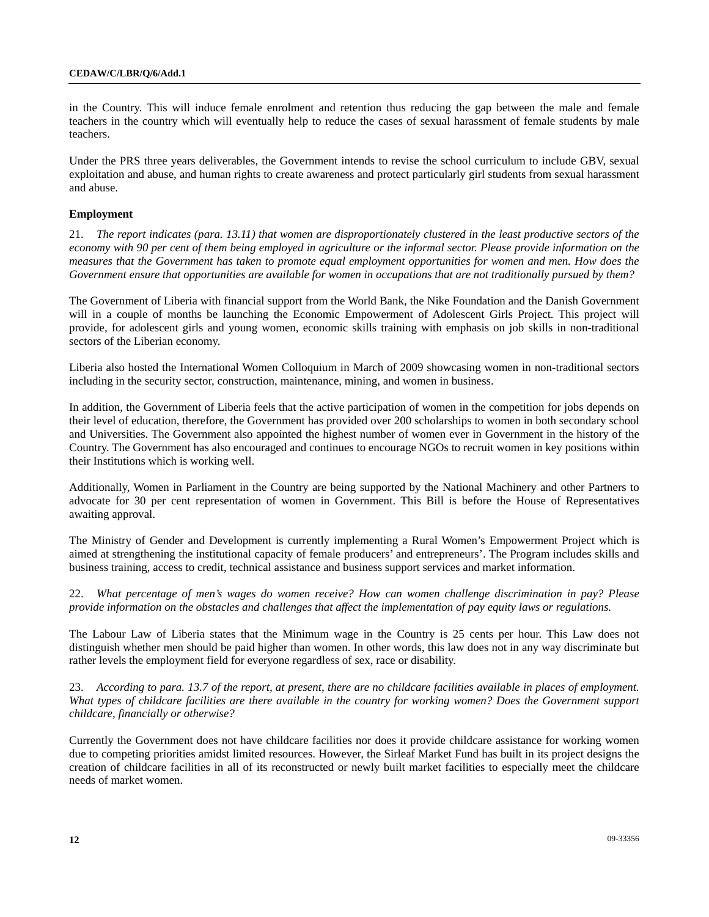in the Country. This will induce female enrolment and retention thus reducing the gap between the male and female teachers in the country which will eventually help to reduce the cases of sexual harassment of female students by male teachers.

Under the PRS three years deliverables, the Government intends to revise the school curriculum to include GBV, sexual exploitation and abuse, and human rights to create awareness and protect particularly girl students from sexual harassment and abuse.

**Employment**

21. *The report indicates (para. 13.11) that women are disproportionately clustered in the least productive sectors of the economy with 90 per cent of them being employed in agriculture or the informal sector. Please provide information on the measures that the Government has taken to promote equal employment opportunities for women and men. How does the Government ensure that opportunities are available for women in occupations that are not traditionally pursued by them?*

The Government of Liberia with financial support from the World Bank, the Nike Foundation and the Danish Government will in a couple of months be launching the Economic Empowerment of Adolescent Girls Project. This project will provide, for adolescent girls and young women, economic skills training with emphasis on job skills in non-traditional sectors of the Liberian economy.

Liberia also hosted the International Women Colloquium in March of 2009 showcasing women in non-traditional sectors including in the security sector, construction, maintenance, mining, and women in business.

In addition, the Government of Liberia feels that the active participation of women in the competition for jobs depends on their level of education, therefore, the Government has provided over 200 scholarships to women in both secondary school and Universities. The Government also appointed the highest number of women ever in Government in the history of the Country. The Government has also encouraged and continues to encourage NGOs to recruit women in key positions within their Institutions which is working well.

Additionally, Women in Parliament in the Country are being supported by the National Machinery and other Partners to advocate for 30 per cent representation of women in Government. This Bill is before the House of Representatives awaiting approval.

The Ministry of Gender and Development is currently implementing a Rural Women's Empowerment Project which is aimed at strengthening the institutional capacity of female producers' and entrepreneurs'. The Program includes skills and business training, access to credit, technical assistance and business support services and market information.

22. *What percentage of men's wages do women receive? How can women challenge discrimination in pay? Please provide information on the obstacles and challenges that affect the implementation of pay equity laws or regulations.*

The Labour Law of Liberia states that the Minimum wage in the Country is 25 cents per hour. This Law does not distinguish whether men should be paid higher than women. In other words, this law does not in any way discriminate but rather levels the employment field for everyone regardless of sex, race or disability.

23. *According to para. 13.7 of the report, at present, there are no childcare facilities available in places of employment. What types of childcare facilities are there available in the country for working women? Does the Government support childcare, financially or otherwise?*

Currently the Government does not have childcare facilities nor does it provide childcare assistance for working women due to competing priorities amidst limited resources. However, the Sirleaf Market Fund has built in its project designs the creation of childcare facilities in all of its reconstructed or newly built market facilities to especially meet the childcare needs of market women.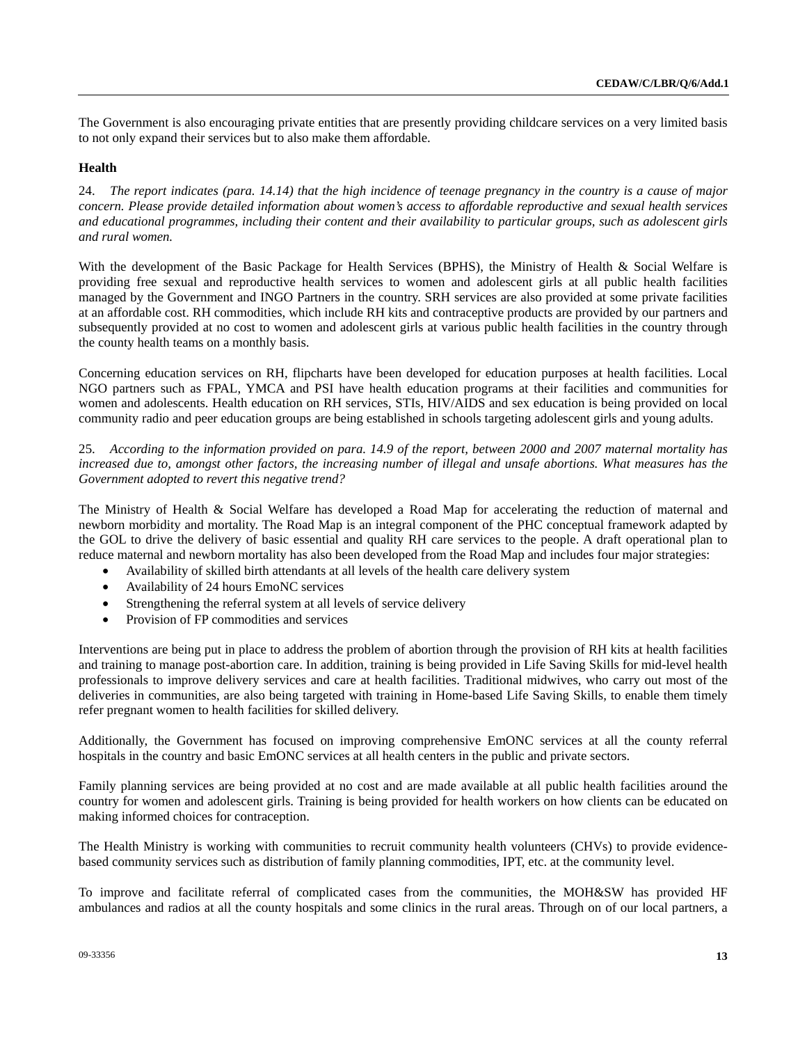The Government is also encouraging private entities that are presently providing childcare services on a very limited basis to not only expand their services but to also make them affordable.

**Health**

24. *The report indicates (para. 14.14) that the high incidence of teenage pregnancy in the country is a cause of major concern. Please provide detailed information about women's access to affordable reproductive and sexual health services and educational programmes, including their content and their availability to particular groups, such as adolescent girls and rural women.*

With the development of the Basic Package for Health Services (BPHS), the Ministry of Health & Social Welfare is providing free sexual and reproductive health services to women and adolescent girls at all public health facilities managed by the Government and INGO Partners in the country. SRH services are also provided at some private facilities at an affordable cost. RH commodities, which include RH kits and contraceptive products are provided by our partners and subsequently provided at no cost to women and adolescent girls at various public health facilities in the country through the county health teams on a monthly basis.

Concerning education services on RH, flipcharts have been developed for education purposes at health facilities. Local NGO partners such as FPAL, YMCA and PSI have health education programs at their facilities and communities for women and adolescents. Health education on RH services, STIs, HIV/AIDS and sex education is being provided on local community radio and peer education groups are being established in schools targeting adolescent girls and young adults.

25. *According to the information provided on para. 14.9 of the report, between 2000 and 2007 maternal mortality has increased due to, amongst other factors, the increasing number of illegal and unsafe abortions. What measures has the Government adopted to revert this negative trend?*

The Ministry of Health & Social Welfare has developed a Road Map for accelerating the reduction of maternal and newborn morbidity and mortality. The Road Map is an integral component of the PHC conceptual framework adapted by the GOL to drive the delivery of basic essential and quality RH care services to the people. A draft operational plan to reduce maternal and newborn mortality has also been developed from the Road Map and includes four major strategies:

- Availability of skilled birth attendants at all levels of the health care delivery system
- Availability of 24 hours EmoNC services
- Strengthening the referral system at all levels of service delivery
- Provision of FP commodities and services

Interventions are being put in place to address the problem of abortion through the provision of RH kits at health facilities and training to manage post-abortion care. In addition, training is being provided in Life Saving Skills for mid-level health professionals to improve delivery services and care at health facilities. Traditional midwives, who carry out most of the deliveries in communities, are also being targeted with training in Home-based Life Saving Skills, to enable them timely refer pregnant women to health facilities for skilled delivery.

Additionally, the Government has focused on improving comprehensive EmONC services at all the county referral hospitals in the country and basic EmONC services at all health centers in the public and private sectors.

Family planning services are being provided at no cost and are made available at all public health facilities around the country for women and adolescent girls. Training is being provided for health workers on how clients can be educated on making informed choices for contraception.

The Health Ministry is working with communities to recruit community health volunteers (CHVs) to provide evidence-based community services such as distribution of family planning commodities, IPT, etc. at the community level.

To improve and facilitate referral of complicated cases from the communities, the MOH&SW has provided HF ambulances and radios at all the county hospitals and some clinics in the rural areas. Through on of our local partners, a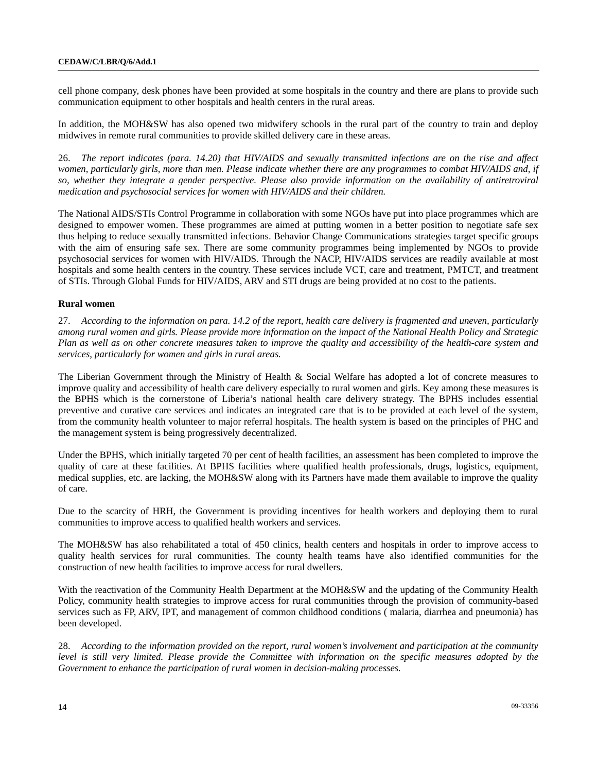cell phone company, desk phones have been provided at some hospitals in the country and there are plans to provide such communication equipment to other hospitals and health centers in the rural areas.

In addition, the MOH&SW has also opened two midwifery schools in the rural part of the country to train and deploy midwives in remote rural communities to provide skilled delivery care in these areas.

26. *The report indicates (para. 14.20) that HIV/AIDS and sexually transmitted infections are on the rise and affect women, particularly girls, more than men. Please indicate whether there are any programmes to combat HIV/AIDS and, if so, whether they integrate a gender perspective. Please also provide information on the availability of antiretroviral medication and psychosocial services for women with HIV/AIDS and their children.*

The National AIDS/STIs Control Programme in collaboration with some NGOs have put into place programmes which are designed to empower women. These programmes are aimed at putting women in a better position to negotiate safe sex thus helping to reduce sexually transmitted infections. Behavior Change Communications strategies target specific groups with the aim of ensuring safe sex. There are some community programmes being implemented by NGOs to provide psychosocial services for women with HIV/AIDS. Through the NACP, HIV/AIDS services are readily available at most hospitals and some health centers in the country. These services include VCT, care and treatment, PMTCT, and treatment of STIs. Through Global Funds for HIV/AIDS, ARV and STI drugs are being provided at no cost to the patients.

**Rural women**

27. *According to the information on para. 14.2 of the report, health care delivery is fragmented and uneven, particularly among rural women and girls. Please provide more information on the impact of the National Health Policy and Strategic Plan as well as on other concrete measures taken to improve the quality and accessibility of the health-care system and services, particularly for women and girls in rural areas.*

The Liberian Government through the Ministry of Health & Social Welfare has adopted a lot of concrete measures to improve quality and accessibility of health care delivery especially to rural women and girls. Key among these measures is the BPHS which is the cornerstone of Liberia's national health care delivery strategy. The BPHS includes essential preventive and curative care services and indicates an integrated care that is to be provided at each level of the system, from the community health volunteer to major referral hospitals. The health system is based on the principles of PHC and the management system is being progressively decentralized.

Under the BPHS, which initially targeted 70 per cent of health facilities, an assessment has been completed to improve the quality of care at these facilities. At BPHS facilities where qualified health professionals, drugs, logistics, equipment, medical supplies, etc. are lacking, the MOH&SW along with its Partners have made them available to improve the quality of care.

Due to the scarcity of HRH, the Government is providing incentives for health workers and deploying them to rural communities to improve access to qualified health workers and services.

The MOH&SW has also rehabilitated a total of 450 clinics, health centers and hospitals in order to improve access to quality health services for rural communities. The county health teams have also identified communities for the construction of new health facilities to improve access for rural dwellers.

With the reactivation of the Community Health Department at the MOH&SW and the updating of the Community Health Policy, community health strategies to improve access for rural communities through the provision of community-based services such as FP, ARV, IPT, and management of common childhood conditions ( malaria, diarrhea and pneumonia) has been developed.

28. *According to the information provided on the report, rural women's involvement and participation at the community level is still very limited. Please provide the Committee with information on the specific measures adopted by the Government to enhance the participation of rural women in decision-making processes.*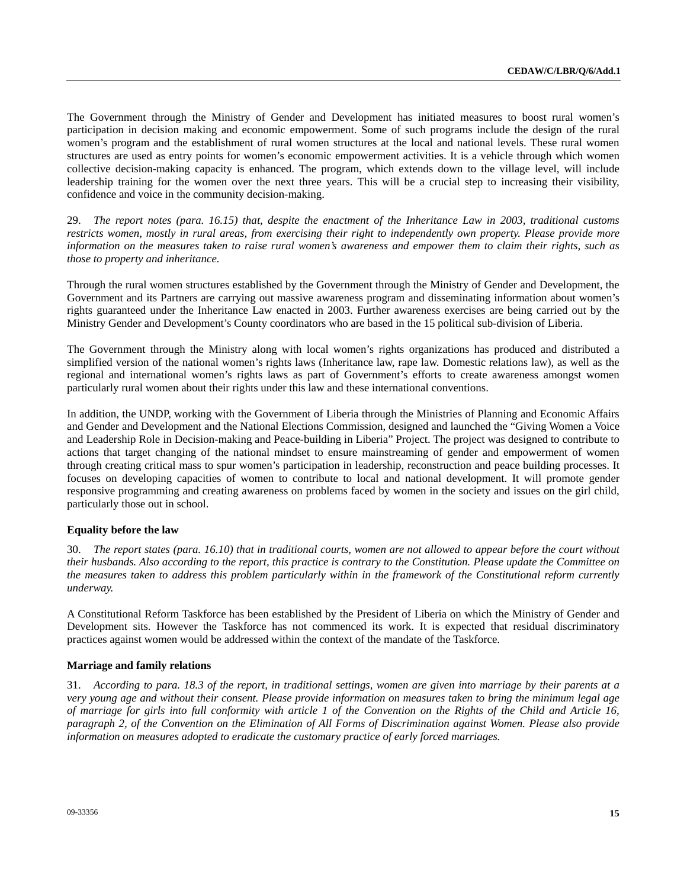The Government through the Ministry of Gender and Development has initiated measures to boost rural women's participation in decision making and economic empowerment. Some of such programs include the design of the rural women's program and the establishment of rural women structures at the local and national levels. These rural women structures are used as entry points for women's economic empowerment activities. It is a vehicle through which women collective decision-making capacity is enhanced. The program, which extends down to the village level, will include leadership training for the women over the next three years. This will be a crucial step to increasing their visibility, confidence and voice in the community decision-making.

29. *The report notes (para. 16.15) that, despite the enactment of the Inheritance Law in 2003, traditional customs restricts women, mostly in rural areas, from exercising their right to independently own property. Please provide more information on the measures taken to raise rural women's awareness and empower them to claim their rights, such as those to property and inheritance.*

Through the rural women structures established by the Government through the Ministry of Gender and Development, the Government and its Partners are carrying out massive awareness program and disseminating information about women's rights guaranteed under the Inheritance Law enacted in 2003. Further awareness exercises are being carried out by the Ministry Gender and Development's County coordinators who are based in the 15 political sub-division of Liberia.

The Government through the Ministry along with local women's rights organizations has produced and distributed a simplified version of the national women's rights laws (Inheritance law, rape law. Domestic relations law), as well as the regional and international women's rights laws as part of Government's efforts to create awareness amongst women particularly rural women about their rights under this law and these international conventions.

In addition, the UNDP, working with the Government of Liberia through the Ministries of Planning and Economic Affairs and Gender and Development and the National Elections Commission, designed and launched the "Giving Women a Voice and Leadership Role in Decision-making and Peace-building in Liberia" Project. The project was designed to contribute to actions that target changing of the national mindset to ensure mainstreaming of gender and empowerment of women through creating critical mass to spur women's participation in leadership, reconstruction and peace building processes. It focuses on developing capacities of women to contribute to local and national development. It will promote gender responsive programming and creating awareness on problems faced by women in the society and issues on the girl child, particularly those out in school.

### Equality before the law

30. *The report states (para. 16.10) that in traditional courts, women are not allowed to appear before the court without their husbands. Also according to the report, this practice is contrary to the Constitution. Please update the Committee on the measures taken to address this problem particularly within in the framework of the Constitutional reform currently underway.*

A Constitutional Reform Taskforce has been established by the President of Liberia on which the Ministry of Gender and Development sits. However the Taskforce has not commenced its work. It is expected that residual discriminatory practices against women would be addressed within the context of the mandate of the Taskforce.

### Marriage and family relations

31. *According to para. 18.3 of the report, in traditional settings, women are given into marriage by their parents at a very young age and without their consent. Please provide information on measures taken to bring the minimum legal age of marriage for girls into full conformity with article 1 of the Convention on the Rights of the Child and Article 16, paragraph 2, of the Convention on the Elimination of All Forms of Discrimination against Women. Please also provide information on measures adopted to eradicate the customary practice of early forced marriages.*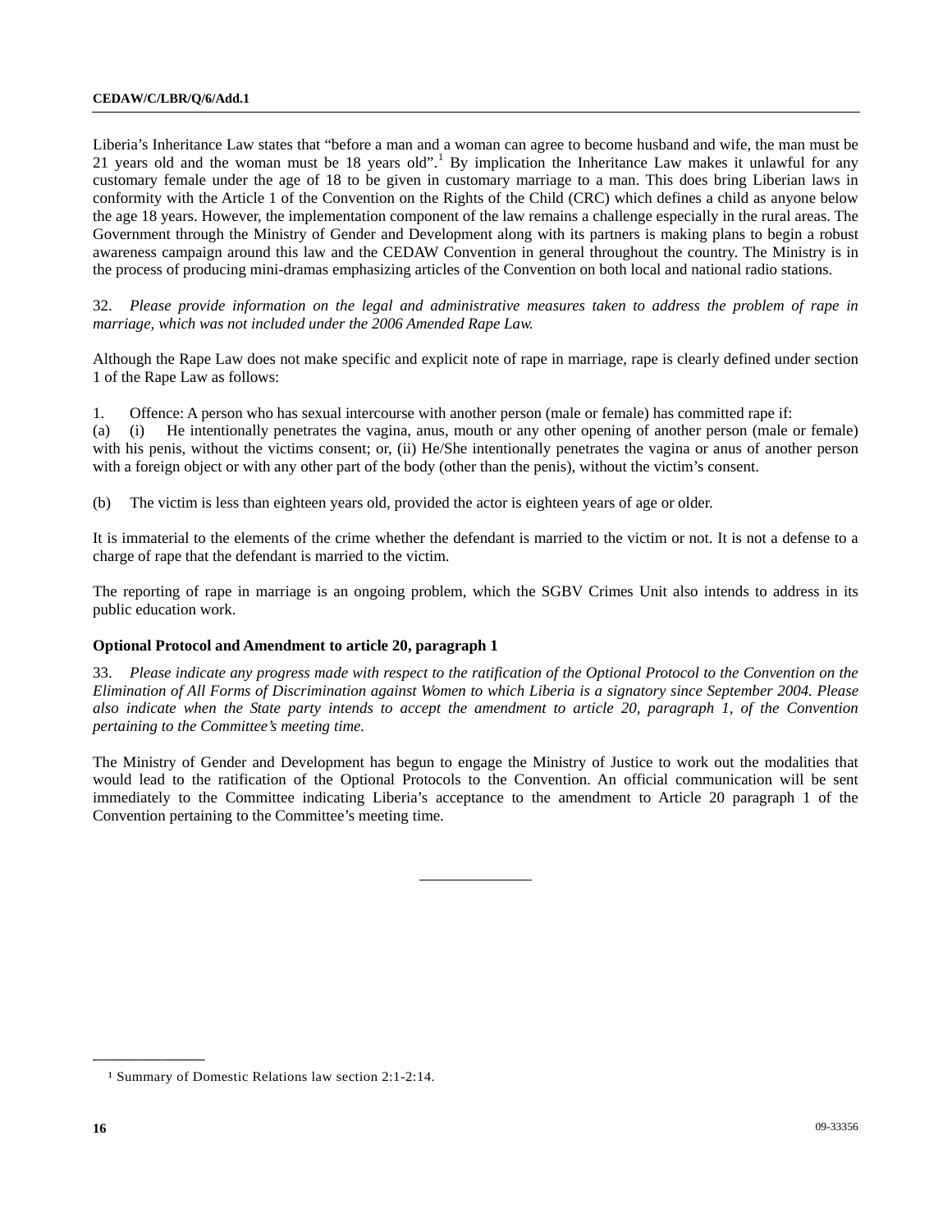Liberia's Inheritance Law states that "before a man and a woman can agree to become husband and wife, the man must be 21 years old and the woman must be 18 years old".[1] By implication the Inheritance Law makes it unlawful for any customary female under the age of 18 to be given in customary marriage to a man. This does bring Liberian laws in conformity with the Article 1 of the Convention on the Rights of the Child (CRC) which defines a child as anyone below the age 18 years. However, the implementation component of the law remains a challenge especially in the rural areas. The Government through the Ministry of Gender and Development along with its partners is making plans to begin a robust awareness campaign around this law and the CEDAW Convention in general throughout the country. The Ministry is in the process of producing mini-dramas emphasizing articles of the Convention on both local and national radio stations.

32. *Please provide information on the legal and administrative measures taken to address the problem of rape in marriage, which was not included under the 2006 Amended Rape Law.*

Although the Rape Law does not make specific and explicit note of rape in marriage, rape is clearly defined under section 1 of the Rape Law as follows:

1. Offence: A person who has sexual intercourse with another person (male or female) has committed rape if:

(a) (i) He intentionally penetrates the vagina, anus, mouth or any other opening of another person (male or female) with his penis, without the victims consent; or, (ii) He/She intentionally penetrates the vagina or anus of another person with a foreign object or with any other part of the body (other than the penis), without the victim's consent.

(b) The victim is less than eighteen years old, provided the actor is eighteen years of age or older.

It is immaterial to the elements of the crime whether the defendant is married to the victim or not. It is not a defense to a charge of rape that the defendant is married to the victim.

The reporting of rape in marriage is an ongoing problem, which the SGBV Crimes Unit also intends to address in its public education work.

### Optional Protocol and Amendment to article 20, paragraph 1

33. *Please indicate any progress made with respect to the ratification of the Optional Protocol to the Convention on the Elimination of All Forms of Discrimination against Women to which Liberia is a signatory since September 2004. Please also indicate when the State party intends to accept the amendment to article 20, paragraph 1, of the Convention pertaining to the Committee's meeting time.*

The Ministry of Gender and Development has begun to engage the Ministry of Justice to work out the modalities that would lead to the ratification of the Optional Protocols to the Convention. An official communication will be sent immediately to the Committee indicating Liberia's acceptance to the amendment to Article 20 paragraph 1 of the Convention pertaining to the Committee's meeting time.

---

[1] Summary of Domestic Relations law section 2:1-2:14.